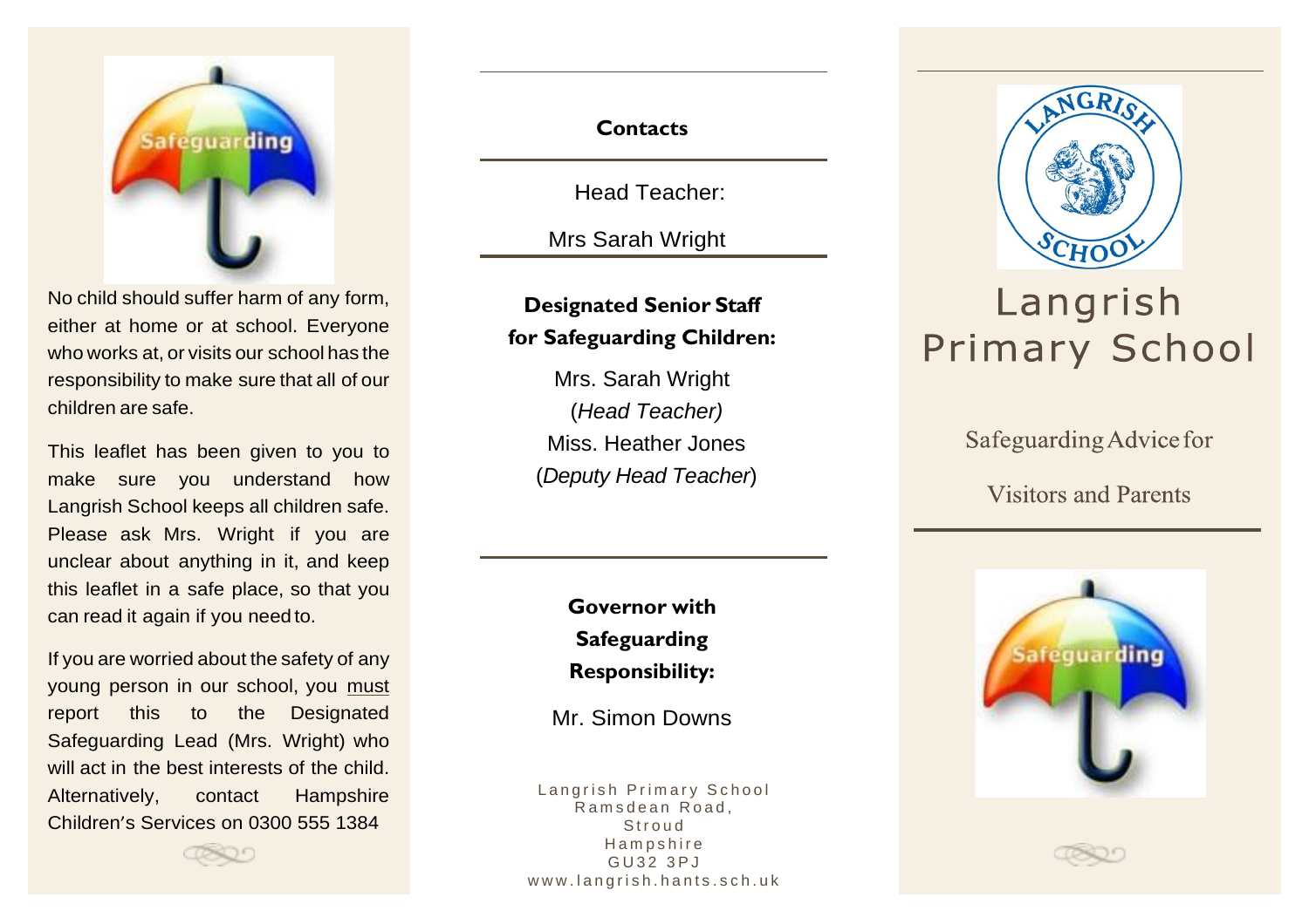No child should suffer harm of any form, either at home or at school. Everyone who works at, or visits our school has the responsibility to make sure that all of our children are safe.

This leaflet has been given to you to make sure you understand how Langrish School keeps all children safe. Please ask Mrs. Wright if you are unclear about anything in it, and keep this leaflet in a safe place, so that you can read it again if you need to.

If you are worried about the safety of any young person in our school, you must report this to the Designated Safeguarding Lead (Mrs. Wright) who will act in the best interests of the child. Alternatively, contact Hampshire Children's Services on 0300 555 1384

## Contacts

Head Teacher:

Mrs Sarah Wright

**Designated Senior Staff for Safeguarding Children:**

Mrs. Sarah Wright
(*Head Teacher)*
Miss. Heather Jones
(*Deputy Head Teacher*)

**Governor with Safeguarding Responsibility:**

Mr. Simon Downs

Langrish Primary School
Ramsdean Road,
Stroud
Hampshire
GU32 3PJ
www.langrish.hants.sch.uk

# Langrish Primary School

Safeguarding Advice for

Visitors and Parents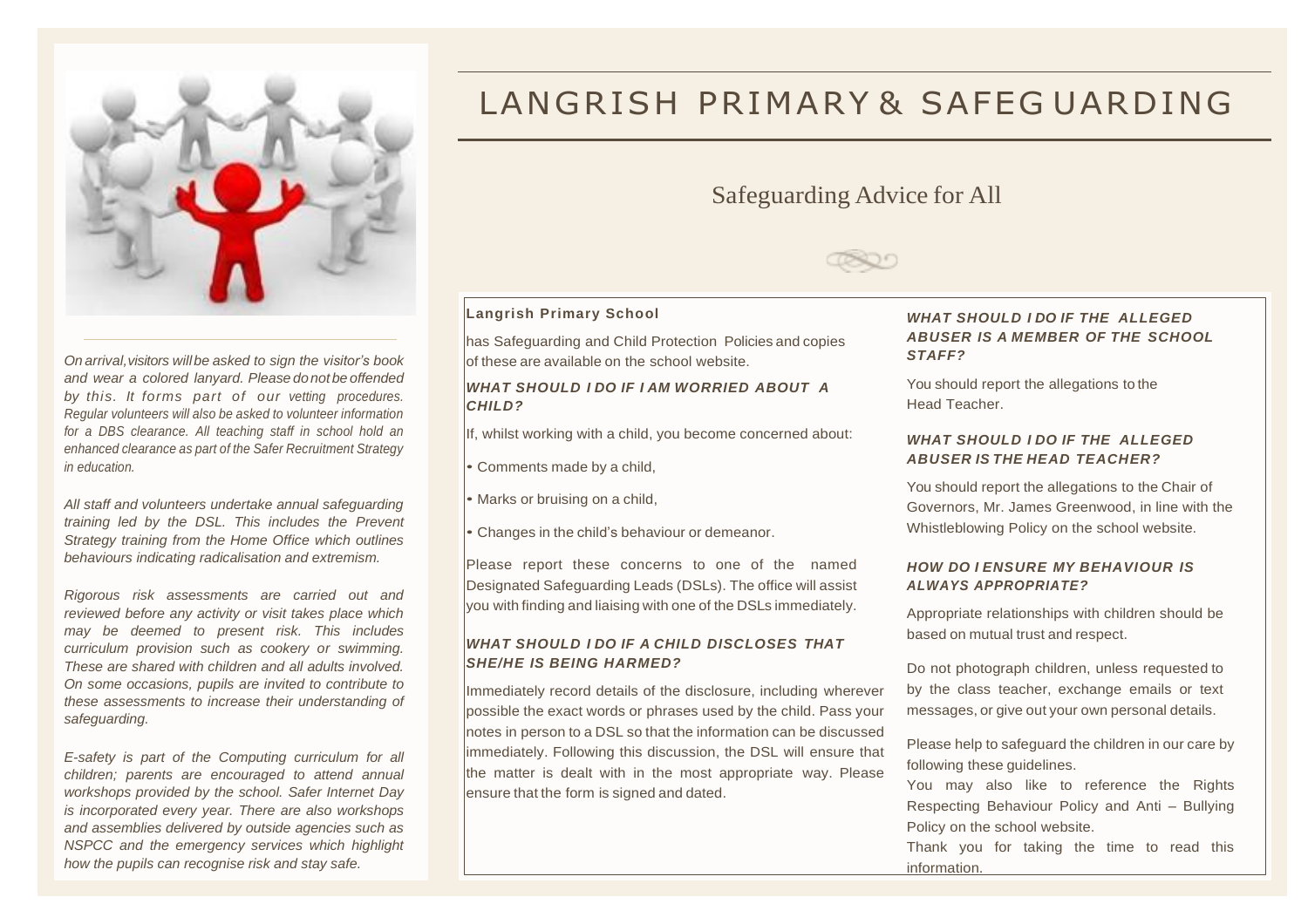# LANGRISH PRIMARY & SAFEGUARDING

## Safeguarding Advice for All

*On arrival, visitors will be asked to sign the visitor's book and wear a colored lanyard. Please do not be offended by this. It forms part of our vetting procedures. Regular volunteers will also be asked to volunteer information for a DBS clearance. All teaching staff in school hold an enhanced clearance as part of the Safer Recruitment Strategy in education.*

*All staff and volunteers undertake annual safeguarding training led by the DSL. This includes the Prevent Strategy training from the Home Office which outlines behaviours indicating radicalisation and extremism.*

*Rigorous risk assessments are carried out and reviewed before any activity or visit takes place which may be deemed to present risk. This includes curriculum provision such as cookery or swimming. These are shared with children and all adults involved. On some occasions, pupils are invited to contribute to these assessments to increase their understanding of safeguarding.*

*E-safety is part of the Computing curriculum for all children; parents are encouraged to attend annual workshops provided by the school. Safer Internet Day is incorporated every year. There are also workshops and assemblies delivered by outside agencies such as NSPCC and the emergency services which highlight how the pupils can recognise risk and stay safe.*

**Langrish Primary School**

has Safeguarding and Child Protection Policies and copies of these are available on the school website.

### *WHAT SHOULD I DO IF I AM WORRIED ABOUT A CHILD?*

If, whilst working with a child, you become concerned about:

- Comments made by a child,
- Marks or bruising on a child,
- Changes in the child's behaviour or demeanor.

Please report these concerns to one of the named Designated Safeguarding Leads (DSLs). The office will assist you with finding and liaising with one of the DSLs immediately.

### *WHAT SHOULD I DO IF A CHILD DISCLOSES THAT SHE/HE IS BEING HARMED?*

Immediately record details of the disclosure, including wherever possible the exact words or phrases used by the child. Pass your notes in person to a DSL so that the information can be discussed immediately. Following this discussion, the DSL will ensure that the matter is dealt with in the most appropriate way. Please ensure that the form is signed and dated.

### *WHAT SHOULD I DO IF THE ALLEGED ABUSER IS A MEMBER OF THE SCHOOL STAFF?*

You should report the allegations to the Head Teacher.

### *WHAT SHOULD I DO IF THE ALLEGED ABUSER IS THE HEAD TEACHER?*

You should report the allegations to the Chair of Governors, Mr. James Greenwood, in line with the Whistleblowing Policy on the school website.

### *HOW DO I ENSURE MY BEHAVIOUR IS ALWAYS APPROPRIATE?*

Appropriate relationships with children should be based on mutual trust and respect.

Do not photograph children, unless requested to by the class teacher, exchange emails or text messages, or give out your own personal details.

Please help to safeguard the children in our care by following these guidelines.

You may also like to reference the Rights Respecting Behaviour Policy and Anti – Bullying Policy on the school website.

Thank you for taking the time to read this information.